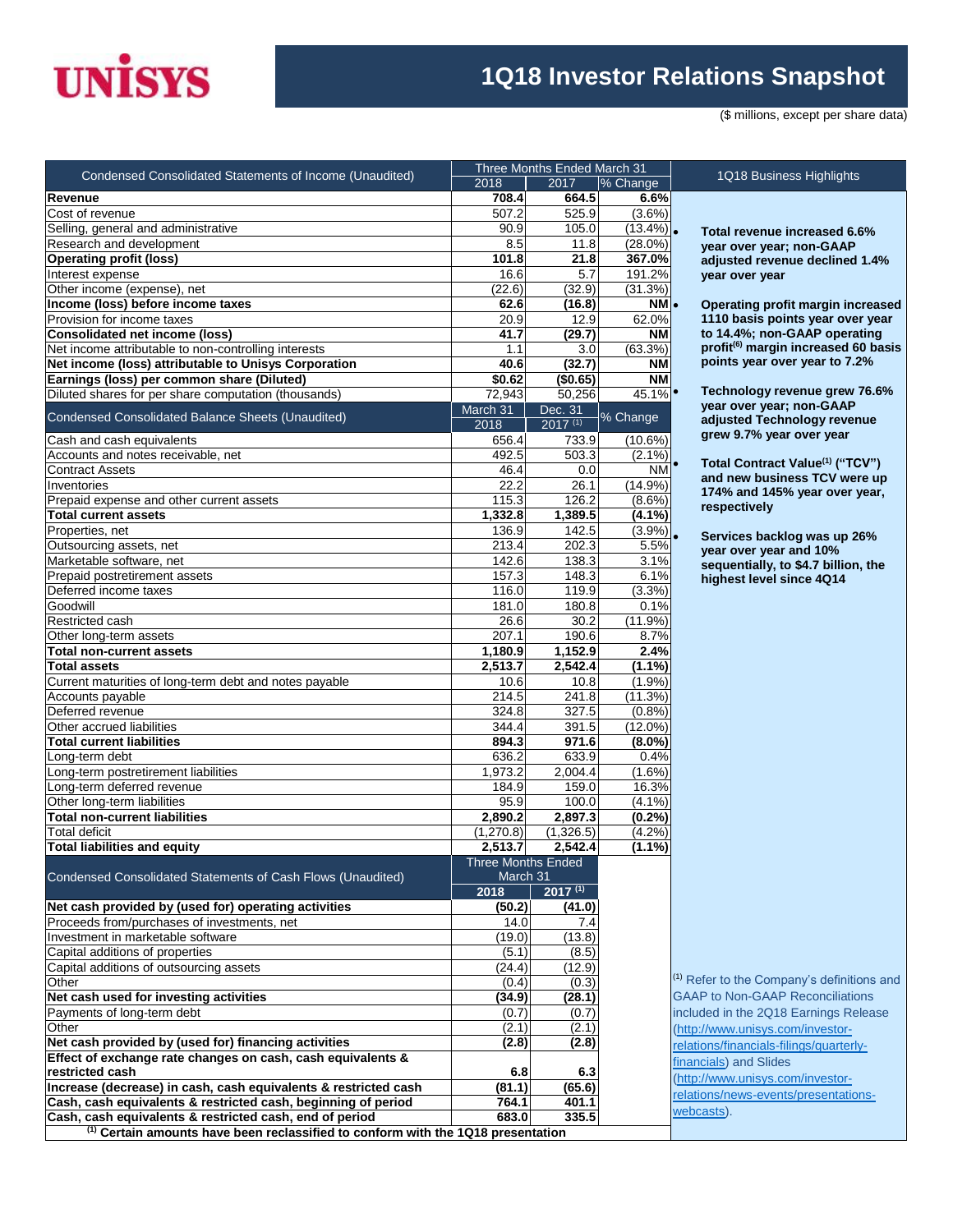# UNISYS

## 1Q18 Investor Relations Snapshot

($ millions, except per share data)

| Condensed Consolidated Statements of Income (Unaudited) | Three Months Ended March 31 | | |
|---|---|---|---|
| | 2018 | 2017 | % Change |
| **Revenue** | **708.4** | **664.5** | **6.6%** |
| Cost of revenue | 507.2 | 525.9 | (3.6%) |
| Selling, general and administrative | 90.9 | 105.0 | (13.4%) |
| Research and development | 8.5 | 11.8 | (28.0%) |
| **Operating profit (loss)** | **101.8** | **21.8** | **367.0%** |
| Interest expense | 16.6 | 5.7 | 191.2% |
| Other income (expense), net | (22.6) | (32.9) | (31.3%) |
| **Income (loss) before income taxes** | **62.6** | **(16.8)** | **NM** |
| Provision for income taxes | 20.9 | 12.9 | 62.0% |
| **Consolidated net income (loss)** | **41.7** | **(29.7)** | **NM** |
| Net income attributable to non-controlling interests | 1.1 | 3.0 | (63.3%) |
| **Net income (loss) attributable to Unisys Corporation** | **40.6** | **(32.7)** | **NM** |
| **Earnings (loss) per common share (Diluted)** | **$0.62** | **($0.65)** | **NM** |
| Diluted shares for per share computation (thousands) | 72,943 | 50,256 | 45.1% |

| Condensed Consolidated Balance Sheets (Unaudited) | March 31 2018 | Dec. 31 2017 [1] | % Change |
|---|---|---|---|
| Cash and cash equivalents | 656.4 | 733.9 | (10.6%) |
| Accounts and notes receivable, net | 492.5 | 503.3 | (2.1%) |
| Contract Assets | 46.4 | 0.0 | NM |
| Inventories | 22.2 | 26.1 | (14.9%) |
| Prepaid expense and other current assets | 115.3 | 126.2 | (8.6%) |
| **Total current assets** | **1,332.8** | **1,389.5** | **(4.1%)** |
| Properties, net | 136.9 | 142.5 | (3.9%) |
| Outsourcing assets, net | 213.4 | 202.3 | 5.5% |
| Marketable software, net | 142.6 | 138.3 | 3.1% |
| Prepaid postretirement assets | 157.3 | 148.3 | 6.1% |
| Deferred income taxes | 116.0 | 119.9 | (3.3%) |
| Goodwill | 181.0 | 180.8 | 0.1% |
| Restricted cash | 26.6 | 30.2 | (11.9%) |
| Other long-term assets | 207.1 | 190.6 | 8.7% |
| **Total non-current assets** | **1,180.9** | **1,152.9** | **2.4%** |
| **Total assets** | **2,513.7** | **2,542.4** | **(1.1%)** |
| Current maturities of long-term debt and notes payable | 10.6 | 10.8 | (1.9%) |
| Accounts payable | 214.5 | 241.8 | (11.3%) |
| Deferred revenue | 324.8 | 327.5 | (0.8%) |
| Other accrued liabilities | 344.4 | 391.5 | (12.0%) |
| **Total current liabilities** | **894.3** | **971.6** | **(8.0%)** |
| Long-term debt | 636.2 | 633.9 | 0.4% |
| Long-term postretirement liabilities | 1,973.2 | 2,004.4 | (1.6%) |
| Long-term deferred revenue | 184.9 | 159.0 | 16.3% |
| Other long-term liabilities | 95.9 | 100.0 | (4.1%) |
| **Total non-current liabilities** | **2,890.2** | **2,897.3** | **(0.2%)** |
| Total deficit | (1,270.8) | (1,326.5) | (4.2%) |
| **Total liabilities and equity** | **2,513.7** | **2,542.4** | **(1.1%)** |

| Condensed Consolidated Statements of Cash Flows (Unaudited) | Three Months Ended March 31 | |
|---|---|---|
| | **2018** | **2017 [1]** |
| **Net cash provided by (used for) operating activities** | **(50.2)** | **(41.0)** |
| Proceeds from/purchases of investments, net | 14.0 | 7.4 |
| Investment in marketable software | (19.0) | (13.8) |
| Capital additions of properties | (5.1) | (8.5) |
| Capital additions of outsourcing assets | (24.4) | (12.9) |
| Other | (0.4) | (0.3) |
| **Net cash used for investing activities** | **(34.9)** | **(28.1)** |
| Payments of long-term debt | (0.7) | (0.7) |
| Other | (2.1) | (2.1) |
| **Net cash provided by (used for) financing activities** | **(2.8)** | **(2.8)** |
| **Effect of exchange rate changes on cash, cash equivalents & restricted cash** | **6.8** | **6.3** |
| **Increase (decrease) in cash, cash equivalents & restricted cash** | **(81.1)** | **(65.6)** |
| **Cash, cash equivalents & restricted cash, beginning of period** | **764.1** | **401.1** |
| **Cash, cash equivalents & restricted cash, end of period** | **683.0** | **335.5** |

**[1] Certain amounts have been reclassified to conform with the 1Q18 presentation**

### 1Q18 Business Highlights

- **Total revenue increased 6.6% year over year; non-GAAP adjusted revenue declined 1.4% year over year**
- **Operating profit margin increased 1110 basis points year over year to 14.4%; non-GAAP operating profit[6] margin increased 60 basis points year over year to 7.2%**
- **Technology revenue grew 76.6% year over year; non-GAAP adjusted Technology revenue grew 9.7% year over year**
- **Total Contract Value[1] ("TCV") and new business TCV were up 174% and 145% year over year, respectively**
- **Services backlog was up 26% year over year and 10% sequentially, to $4.7 billion, the highest level since 4Q14**

[1] Refer to the Company's definitions and GAAP to Non-GAAP Reconciliations included in the 2Q18 Earnings Release (http://www.unisys.com/investor-relations/financials-filings/quarterly-financials) and Slides (http://www.unisys.com/investor-relations/news-events/presentations-webcasts).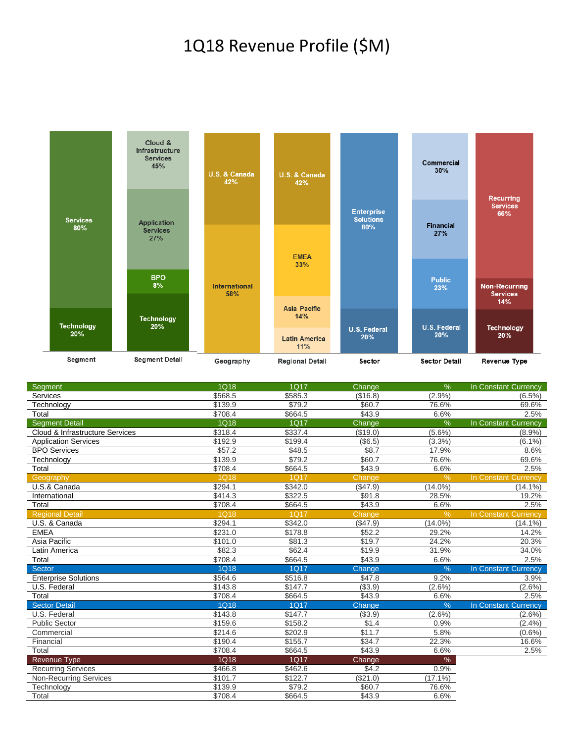# 1Q18 Revenue Profile ($M)

| Segment | 1Q18 | 1Q17 | Change | % | In Constant Currency |
|---|---|---|---|---|---|
| Services | $568.5 | $585.3 | ($16.8) | (2.9%) | (6.5%) |
| Technology | $139.9 | $79.2 | $60.7 | 76.6% | 69.6% |
| Total | $708.4 | $664.5 | $43.9 | 6.6% | 2.5% |
| **Segment Detail** | **1Q18** | **1Q17** | **Change** | **%** | **In Constant Currency** |
| Cloud & Infrastructure Services | $318.4 | $337.4 | ($19.0) | (5.6%) | (8.9%) |
| Application Services | $192.9 | $199.4 | ($6.5) | (3.3%) | (6.1%) |
| BPO Services | $57.2 | $48.5 | $8.7 | 17.9% | 8.6% |
| Technology | $139.9 | $79.2 | $60.7 | 76.6% | 69.6% |
| Total | $708.4 | $664.5 | $43.9 | 6.6% | 2.5% |
| **Geography** | **1Q18** | **1Q17** | **Change** | **%** | **In Constant Currency** |
| U.S.& Canada | $294.1 | $342.0 | ($47.9) | (14.0%) | (14.1%) |
| International | $414.3 | $322.5 | $91.8 | 28.5% | 19.2% |
| Total | $708.4 | $664.5 | $43.9 | 6.6% | 2.5% |
| **Regional Detail** | **1Q18** | **1Q17** | **Change** | **%** | **In Constant Currency** |
| U.S. & Canada | $294.1 | $342.0 | ($47.9) | (14.0%) | (14.1%) |
| EMEA | $231.0 | $178.8 | $52.2 | 29.2% | 14.2% |
| Asia Pacific | $101.0 | $81.3 | $19.7 | 24.2% | 20.3% |
| Latin America | $82.3 | $62.4 | $19.9 | 31.9% | 34.0% |
| Total | $708.4 | $664.5 | $43.9 | 6.6% | 2.5% |
| **Sector** | **1Q18** | **1Q17** | **Change** | **%** | **In Constant Currency** |
| Enterprise Solutions | $564.6 | $516.8 | $47.8 | 9.2% | 3.9% |
| U.S. Federal | $143.8 | $147.7 | ($3.9) | (2.6%) | (2.6%) |
| Total | $708.4 | $664.5 | $43.9 | 6.6% | 2.5% |
| **Sector Detail** | **1Q18** | **1Q17** | **Change** | **%** | **In Constant Currency** |
| U.S. Federal | $143.8 | $147.7 | ($3.9) | (2.6%) | (2.6%) |
| Public Sector | $159.6 | $158.2 | $1.4 | 0.9% | (2.4%) |
| Commercial | $214.6 | $202.9 | $11.7 | 5.8% | (0.6%) |
| Financial | $190.4 | $155.7 | $34.7 | 22.3% | 16.6% |
| Total | $708.4 | $664.5 | $43.9 | 6.6% | 2.5% |

| Revenue Type | 1Q18 | 1Q17 | Change | % |
|---|---|---|---|---|
| Recurring Services | $466.8 | $462.6 | $4.2 | 0.9% |
| Non-Recurring Services | $101.7 | $122.7 | ($21.0) | (17.1%) |
| Technology | $139.9 | $79.2 | $60.7 | 76.6% |
| Total | $708.4 | $664.5 | $43.9 | 6.6% |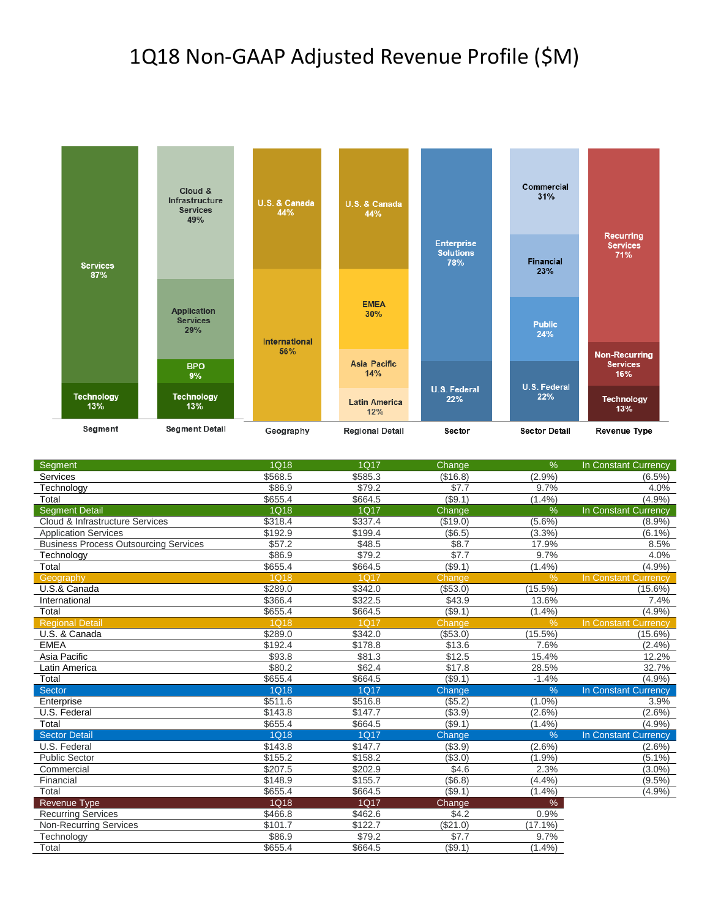# 1Q18 Non-GAAP Adjusted Revenue Profile ($M)

Services 87%
Technology 13%
Segment

Cloud & Infrastructure Services 49%
Application Services 29%
BPO 9%
Technology 13%
Segment Detail

U.S. & Canada 44%
International 56%
Geography

U.S. & Canada 44%
EMEA 30%
Asia Pacific 14%
Latin America 12%
Regional Detail

Enterprise Solutions 78%
U.S. Federal 22%
Sector

Commercial 31%
Financial 23%
Public 24%
U.S. Federal 22%
Sector Detail

Recurring Services 71%
Non-Recurring Services 16%
Technology 13%
Revenue Type

| Segment | 1Q18 | 1Q17 | Change | % | In Constant Currency |
|---|---|---|---|---|---|
| Services | $568.5 | $585.3 | ($16.8) | (2.9%) | (6.5%) |
| Technology | $86.9 | $79.2 | $7.7 | 9.7% | 4.0% |
| Total | $655.4 | $664.5 | ($9.1) | (1.4%) | (4.9%) |
| **Segment Detail** | **1Q18** | **1Q17** | **Change** | **%** | **In Constant Currency** |
| Cloud & Infrastructure Services | $318.4 | $337.4 | ($19.0) | (5.6%) | (8.9%) |
| Application Services | $192.9 | $199.4 | ($6.5) | (3.3%) | (6.1%) |
| Business Process Outsourcing Services | $57.2 | $48.5 | $8.7 | 17.9% | 8.5% |
| Technology | $86.9 | $79.2 | $7.7 | 9.7% | 4.0% |
| Total | $655.4 | $664.5 | ($9.1) | (1.4%) | (4.9%) |
| **Geography** | **1Q18** | **1Q17** | **Change** | **%** | **In Constant Currency** |
| U.S.& Canada | $289.0 | $342.0 | ($53.0) | (15.5%) | (15.6%) |
| International | $366.4 | $322.5 | $43.9 | 13.6% | 7.4% |
| Total | $655.4 | $664.5 | ($9.1) | (1.4%) | (4.9%) |
| **Regional Detail** | **1Q18** | **1Q17** | **Change** | **%** | **In Constant Currency** |
| U.S. & Canada | $289.0 | $342.0 | ($53.0) | (15.5%) | (15.6%) |
| EMEA | $192.4 | $178.8 | $13.6 | 7.6% | (2.4%) |
| Asia Pacific | $93.8 | $81.3 | $12.5 | 15.4% | 12.2% |
| Latin America | $80.2 | $62.4 | $17.8 | 28.5% | 32.7% |
| Total | $655.4 | $664.5 | ($9.1) | -1.4% | (4.9%) |
| **Sector** | **1Q18** | **1Q17** | **Change** | **%** | **In Constant Currency** |
| Enterprise | $511.6 | $516.8 | ($5.2) | (1.0%) | 3.9% |
| U.S. Federal | $143.8 | $147.7 | ($3.9) | (2.6%) | (2.6%) |
| Total | $655.4 | $664.5 | ($9.1) | (1.4%) | (4.9%) |
| **Sector Detail** | **1Q18** | **1Q17** | **Change** | **%** | **In Constant Currency** |
| U.S. Federal | $143.8 | $147.7 | ($3.9) | (2.6%) | (2.6%) |
| Public Sector | $155.2 | $158.2 | ($3.0) | (1.9%) | (5.1%) |
| Commercial | $207.5 | $202.9 | $4.6 | 2.3% | (3.0%) |
| Financial | $148.9 | $155.7 | ($6.8) | (4.4%) | (9.5%) |
| Total | $655.4 | $664.5 | ($9.1) | (1.4%) | (4.9%) |
| **Revenue Type** | **1Q18** | **1Q17** | **Change** | **%** | |
| Recurring Services | $466.8 | $462.6 | $4.2 | 0.9% | |
| Non-Recurring Services | $101.7 | $122.7 | ($21.0) | (17.1%) | |
| Technology | $86.9 | $79.2 | $7.7 | 9.7% | |
| Total | $655.4 | $664.5 | ($9.1) | (1.4%) | |